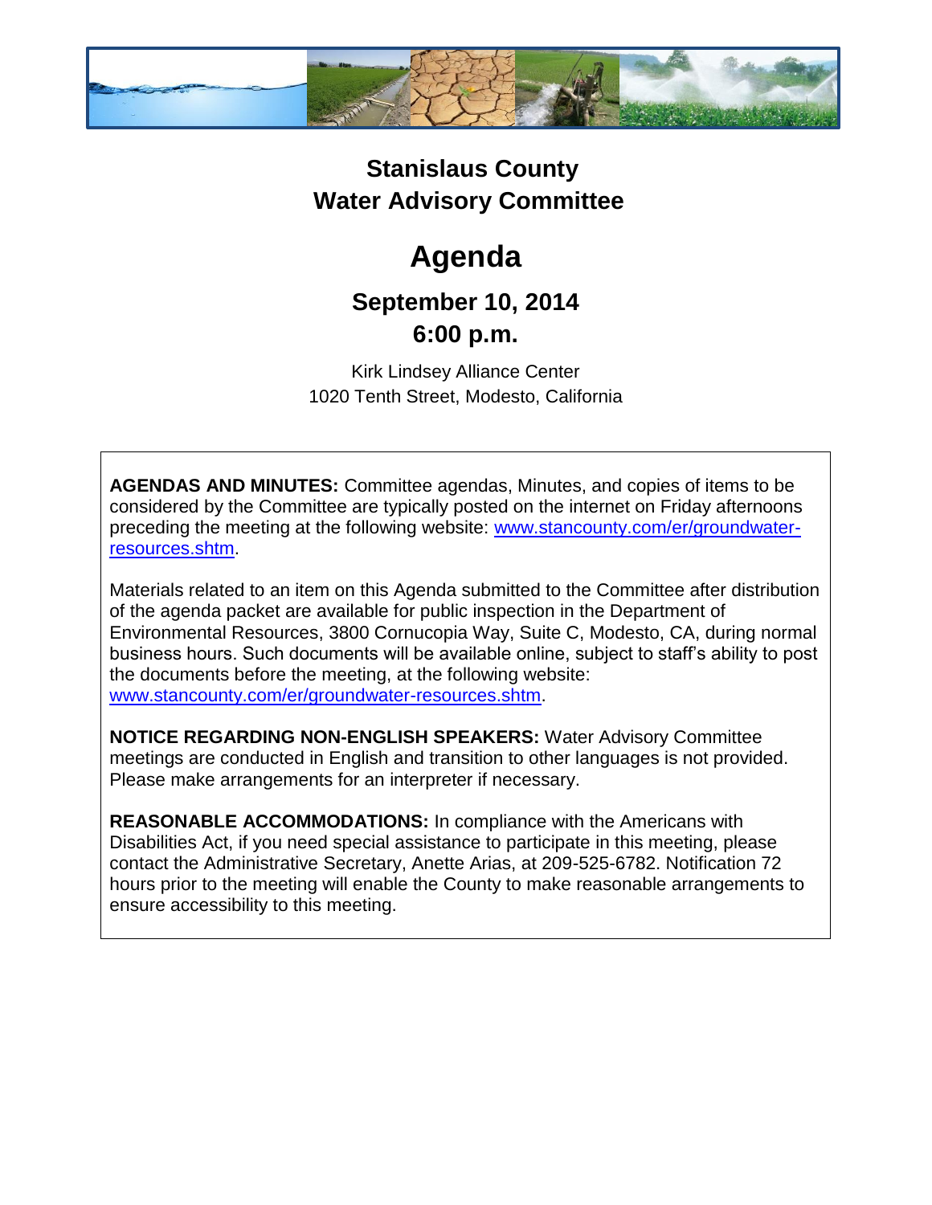# Stanislaus County Water Advisory Committee

# Agenda

## September 10, 2014
## 6:00 p.m.

Kirk Lindsey Alliance Center
1020 Tenth Street, Modesto, California

**AGENDAS AND MINUTES:** Committee agendas, Minutes, and copies of items to be considered by the Committee are typically posted on the internet on Friday afternoons preceding the meeting at the following website: [www.stancounty.com/er/groundwater-resources.shtm](www.stancounty.com/er/groundwater-resources.shtm).

Materials related to an item on this Agenda submitted to the Committee after distribution of the agenda packet are available for public inspection in the Department of Environmental Resources, 3800 Cornucopia Way, Suite C, Modesto, CA, during normal business hours. Such documents will be available online, subject to staff's ability to post the documents before the meeting, at the following website: [www.stancounty.com/er/groundwater-resources.shtm](www.stancounty.com/er/groundwater-resources.shtm).

**NOTICE REGARDING NON-ENGLISH SPEAKERS:** Water Advisory Committee meetings are conducted in English and transition to other languages is not provided. Please make arrangements for an interpreter if necessary.

**REASONABLE ACCOMMODATIONS:** In compliance with the Americans with Disabilities Act, if you need special assistance to participate in this meeting, please contact the Administrative Secretary, Anette Arias, at 209-525-6782. Notification 72 hours prior to the meeting will enable the County to make reasonable arrangements to ensure accessibility to this meeting.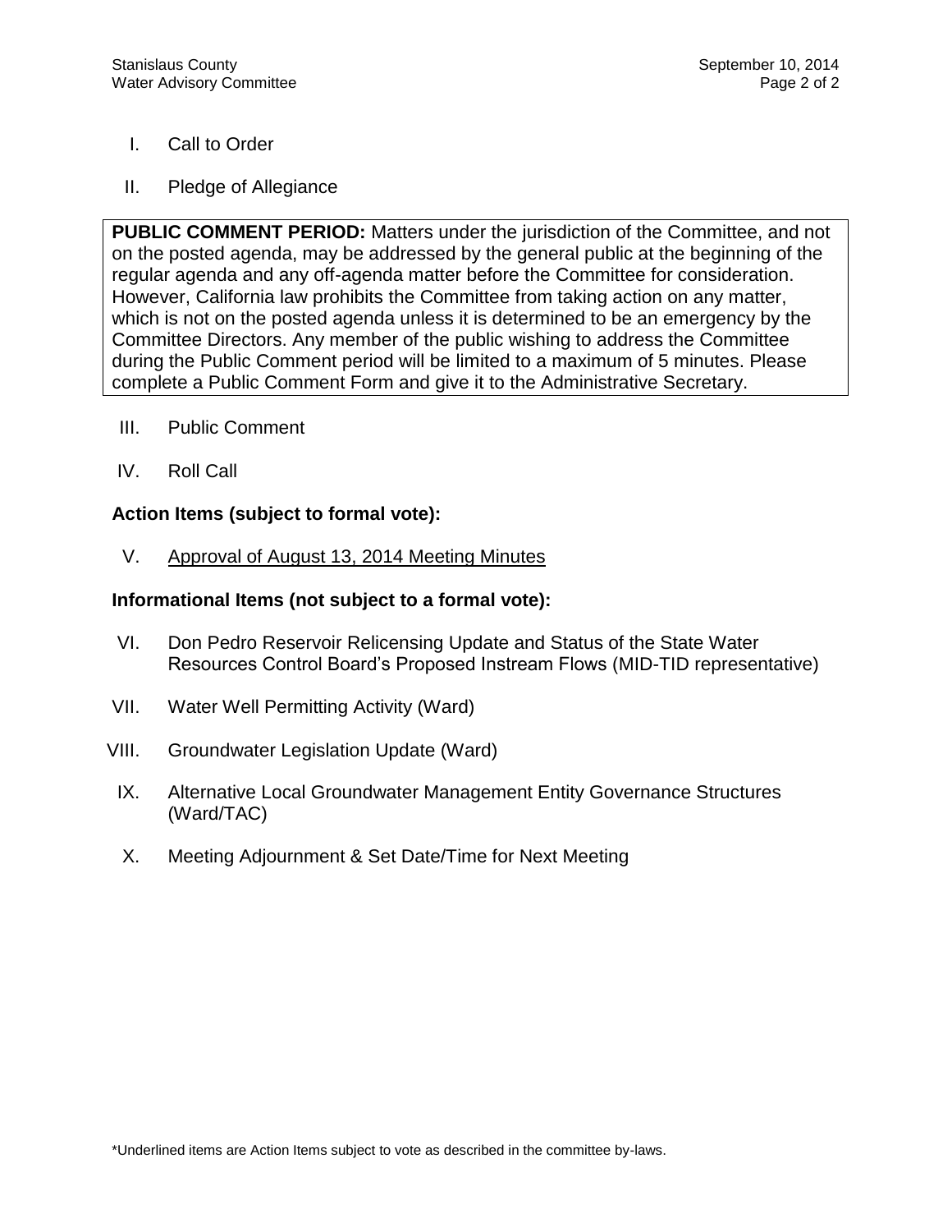I. Call to Order

II. Pledge of Allegiance

**PUBLIC COMMENT PERIOD:** Matters under the jurisdiction of the Committee, and not on the posted agenda, may be addressed by the general public at the beginning of the regular agenda and any off-agenda matter before the Committee for consideration. However, California law prohibits the Committee from taking action on any matter, which is not on the posted agenda unless it is determined to be an emergency by the Committee Directors. Any member of the public wishing to address the Committee during the Public Comment period will be limited to a maximum of 5 minutes. Please complete a Public Comment Form and give it to the Administrative Secretary.

III. Public Comment

IV. Roll Call

**Action Items (subject to formal vote):**

V. <u>Approval of August 13, 2014 Meeting Minutes</u>

**Informational Items (not subject to a formal vote):**

VI. Don Pedro Reservoir Relicensing Update and Status of the State Water Resources Control Board's Proposed Instream Flows (MID-TID representative)

VII. Water Well Permitting Activity (Ward)

VIII. Groundwater Legislation Update (Ward)

IX. Alternative Local Groundwater Management Entity Governance Structures (Ward/TAC)

X. Meeting Adjournment & Set Date/Time for Next Meeting

*Underlined items are Action Items subject to vote as described in the committee by-laws.